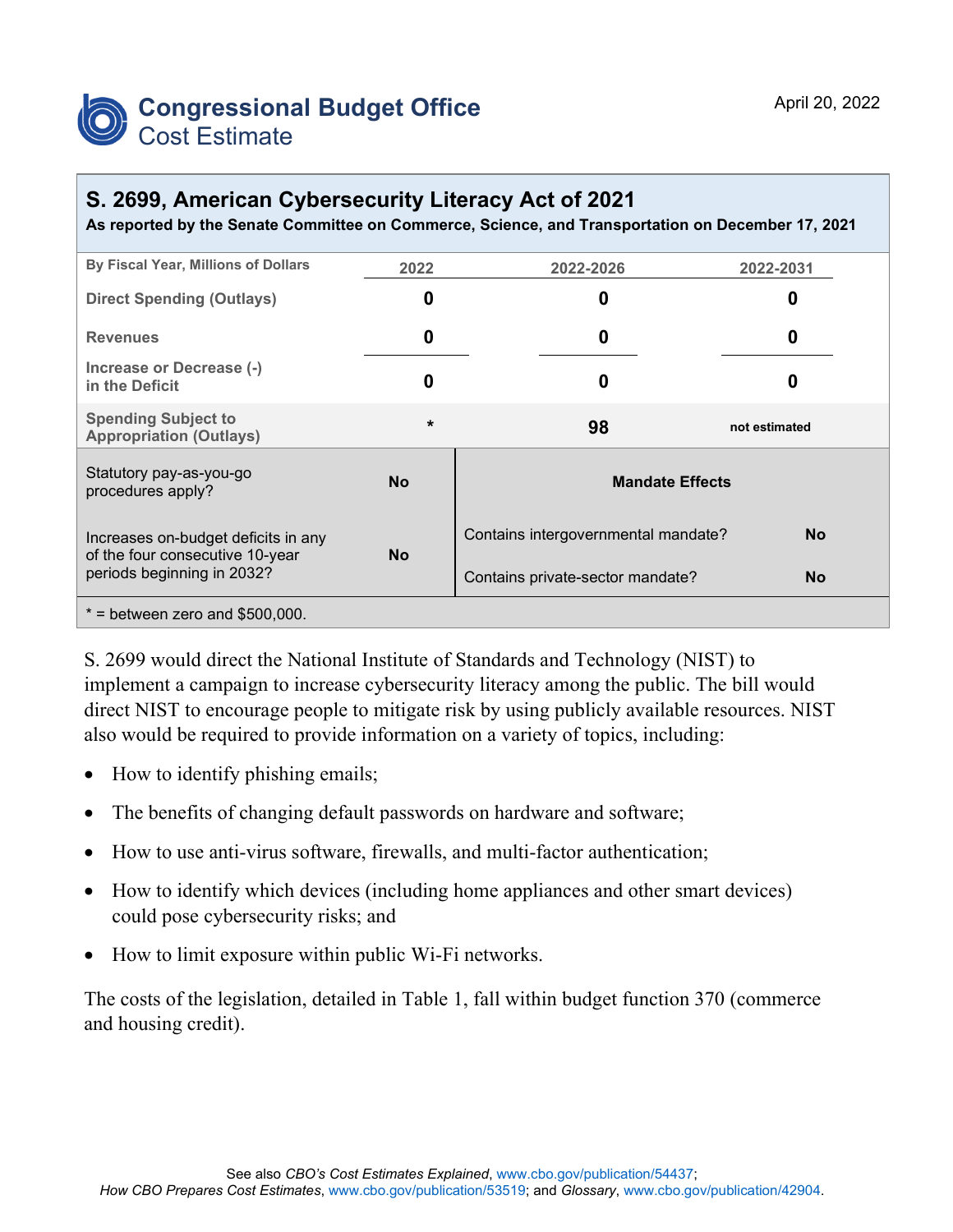Congressional Budget Office
Cost Estimate

April 20, 2022

# S. 2699, American Cybersecurity Literacy Act of 2021

**As reported by the Senate Committee on Commerce, Science, and Transportation on December 17, 2021**

| By Fiscal Year, Millions of Dollars | 2022 | 2022-2026 | 2022-2031 |
|---|---|---|---|
| Direct Spending (Outlays) | 0 | 0 | 0 |
| Revenues | 0 | 0 | 0 |
| Increase or Decrease (-) in the Deficit | 0 | 0 | 0 |
| Spending Subject to Appropriation (Outlays) | * | 98 | not estimated |

| | | Mandate Effects | |
|---|---|---|---|
| Statutory pay-as-you-go procedures apply? | No | Contains intergovernmental mandate? | No |
| Increases on-budget deficits in any of the four consecutive 10-year periods beginning in 2032? | No | Contains private-sector mandate? | No |

* = between zero and $500,000.

S. 2699 would direct the National Institute of Standards and Technology (NIST) to implement a campaign to increase cybersecurity literacy among the public. The bill would direct NIST to encourage people to mitigate risk by using publicly available resources. NIST also would be required to provide information on a variety of topics, including:

- How to identify phishing emails;
- The benefits of changing default passwords on hardware and software;
- How to use anti-virus software, firewalls, and multi-factor authentication;
- How to identify which devices (including home appliances and other smart devices) could pose cybersecurity risks; and
- How to limit exposure within public Wi-Fi networks.

The costs of the legislation, detailed in Table 1, fall within budget function 370 (commerce and housing credit).

See also *CBO's Cost Estimates Explained*, www.cbo.gov/publication/54437;
*How CBO Prepares Cost Estimates*, www.cbo.gov/publication/53519; and *Glossary*, www.cbo.gov/publication/42904.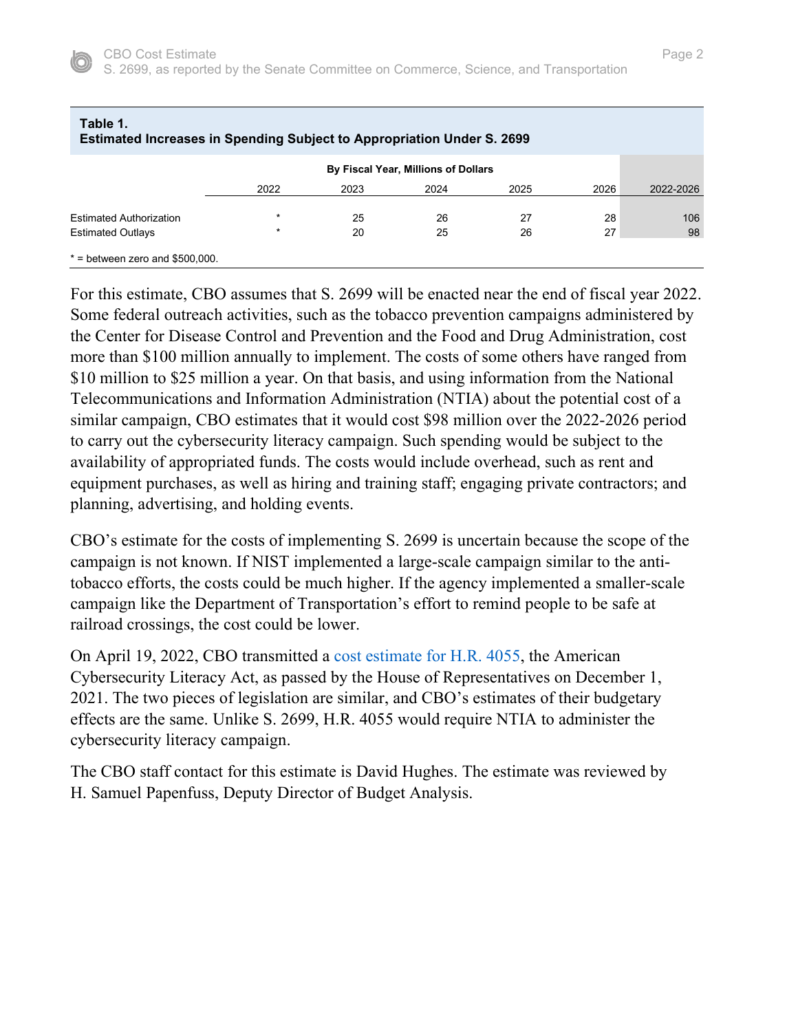**Table 1.**
**Estimated Increases in Spending Subject to Appropriation Under S. 2699**

| | By Fiscal Year, Millions of Dollars | | | | | |
|---|---|---|---|---|---|---|
| | 2022 | 2023 | 2024 | 2025 | 2026 | 2022-2026 |
| Estimated Authorization | * | 25 | 26 | 27 | 28 | 106 |
| Estimated Outlays | * | 20 | 25 | 26 | 27 | 98 |

* = between zero and $500,000.

For this estimate, CBO assumes that S. 2699 will be enacted near the end of fiscal year 2022. Some federal outreach activities, such as the tobacco prevention campaigns administered by the Center for Disease Control and Prevention and the Food and Drug Administration, cost more than $100 million annually to implement. The costs of some others have ranged from $10 million to $25 million a year. On that basis, and using information from the National Telecommunications and Information Administration (NTIA) about the potential cost of a similar campaign, CBO estimates that it would cost $98 million over the 2022-2026 period to carry out the cybersecurity literacy campaign. Such spending would be subject to the availability of appropriated funds. The costs would include overhead, such as rent and equipment purchases, as well as hiring and training staff; engaging private contractors; and planning, advertising, and holding events.

CBO's estimate for the costs of implementing S. 2699 is uncertain because the scope of the campaign is not known. If NIST implemented a large-scale campaign similar to the anti-tobacco efforts, the costs could be much higher. If the agency implemented a smaller-scale campaign like the Department of Transportation's effort to remind people to be safe at railroad crossings, the cost could be lower.

On April 19, 2022, CBO transmitted a cost estimate for H.R. 4055, the American Cybersecurity Literacy Act, as passed by the House of Representatives on December 1, 2021. The two pieces of legislation are similar, and CBO's estimates of their budgetary effects are the same. Unlike S. 2699, H.R. 4055 would require NTIA to administer the cybersecurity literacy campaign.

The CBO staff contact for this estimate is David Hughes. The estimate was reviewed by H. Samuel Papenfuss, Deputy Director of Budget Analysis.